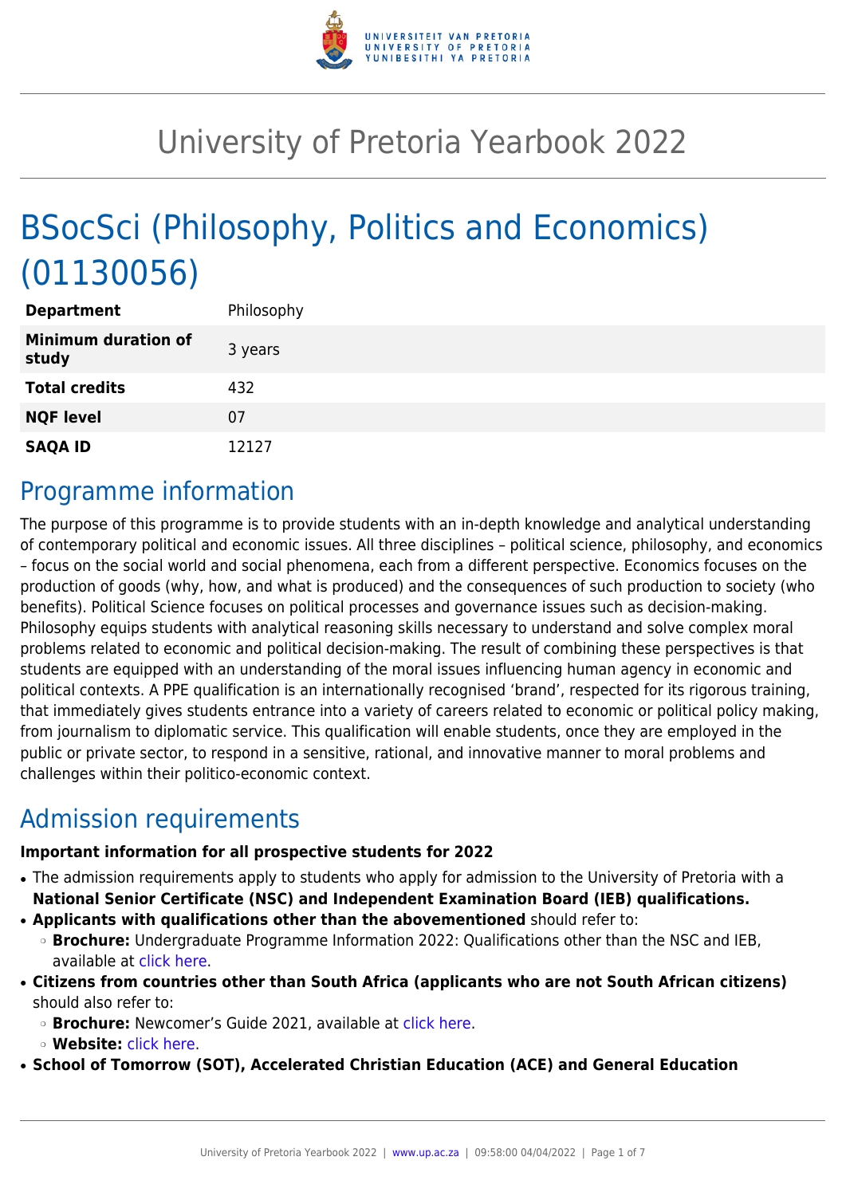# University of Pretoria Yearbook 2022

# BSocSci (Philosophy, Politics and Economics) (01130056)

| | |
|---|---|
| **Department** | Philosophy |
| **Minimum duration of study** | 3 years |
| **Total credits** | 432 |
| **NQF level** | 07 |
| **SAQA ID** | 12127 |

## Programme information

The purpose of this programme is to provide students with an in-depth knowledge and analytical understanding of contemporary political and economic issues. All three disciplines – political science, philosophy, and economics – focus on the social world and social phenomena, each from a different perspective. Economics focuses on the production of goods (why, how, and what is produced) and the consequences of such production to society (who benefits). Political Science focuses on political processes and governance issues such as decision-making. Philosophy equips students with analytical reasoning skills necessary to understand and solve complex moral problems related to economic and political decision-making. The result of combining these perspectives is that students are equipped with an understanding of the moral issues influencing human agency in economic and political contexts. A PPE qualification is an internationally recognised 'brand', respected for its rigorous training, that immediately gives students entrance into a variety of careers related to economic or political policy making, from journalism to diplomatic service. This qualification will enable students, once they are employed in the public or private sector, to respond in a sensitive, rational, and innovative manner to moral problems and challenges within their politico-economic context.

## Admission requirements

**Important information for all prospective students for 2022**

- The admission requirements apply to students who apply for admission to the University of Pretoria with a **National Senior Certificate (NSC) and Independent Examination Board (IEB) qualifications.**
- **Applicants with qualifications other than the abovementioned** should refer to:
  - **Brochure:** Undergraduate Programme Information 2022: Qualifications other than the NSC and IEB, available at click here.
- **Citizens from countries other than South Africa (applicants who are not South African citizens)** should also refer to:
  - **Brochure:** Newcomer's Guide 2021, available at click here.
  - **Website:** click here.
- **School of Tomorrow (SOT), Accelerated Christian Education (ACE) and General Education**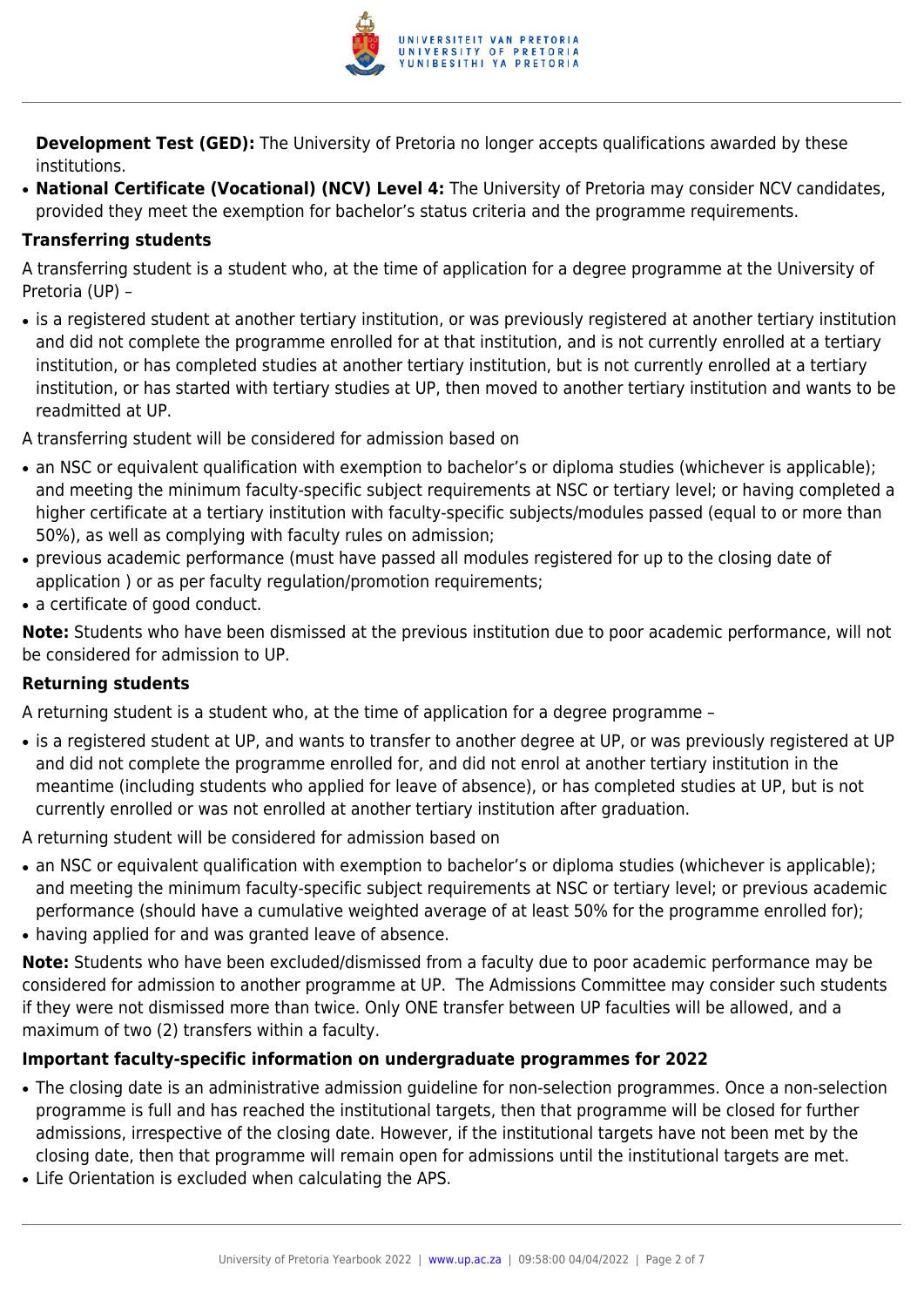**Development Test (GED):** The University of Pretoria no longer accepts qualifications awarded by these institutions.

- **National Certificate (Vocational) (NCV) Level 4:** The University of Pretoria may consider NCV candidates, provided they meet the exemption for bachelor's status criteria and the programme requirements.

### Transferring students

A transferring student is a student who, at the time of application for a degree programme at the University of Pretoria (UP) –

- is a registered student at another tertiary institution, or was previously registered at another tertiary institution and did not complete the programme enrolled for at that institution, and is not currently enrolled at a tertiary institution, or has completed studies at another tertiary institution, but is not currently enrolled at a tertiary institution, or has started with tertiary studies at UP, then moved to another tertiary institution and wants to be readmitted at UP.

A transferring student will be considered for admission based on

- an NSC or equivalent qualification with exemption to bachelor's or diploma studies (whichever is applicable); and meeting the minimum faculty-specific subject requirements at NSC or tertiary level; or having completed a higher certificate at a tertiary institution with faculty-specific subjects/modules passed (equal to or more than 50%), as well as complying with faculty rules on admission;
- previous academic performance (must have passed all modules registered for up to the closing date of application ) or as per faculty regulation/promotion requirements;
- a certificate of good conduct.

**Note:** Students who have been dismissed at the previous institution due to poor academic performance, will not be considered for admission to UP.

### Returning students

A returning student is a student who, at the time of application for a degree programme –

- is a registered student at UP, and wants to transfer to another degree at UP, or was previously registered at UP and did not complete the programme enrolled for, and did not enrol at another tertiary institution in the meantime (including students who applied for leave of absence), or has completed studies at UP, but is not currently enrolled or was not enrolled at another tertiary institution after graduation.

A returning student will be considered for admission based on

- an NSC or equivalent qualification with exemption to bachelor's or diploma studies (whichever is applicable); and meeting the minimum faculty-specific subject requirements at NSC or tertiary level; or previous academic performance (should have a cumulative weighted average of at least 50% for the programme enrolled for);
- having applied for and was granted leave of absence.

**Note:** Students who have been excluded/dismissed from a faculty due to poor academic performance may be considered for admission to another programme at UP. The Admissions Committee may consider such students if they were not dismissed more than twice. Only ONE transfer between UP faculties will be allowed, and a maximum of two (2) transfers within a faculty.

### Important faculty-specific information on undergraduate programmes for 2022

- The closing date is an administrative admission guideline for non-selection programmes. Once a non-selection programme is full and has reached the institutional targets, then that programme will be closed for further admissions, irrespective of the closing date. However, if the institutional targets have not been met by the closing date, then that programme will remain open for admissions until the institutional targets are met.
- Life Orientation is excluded when calculating the APS.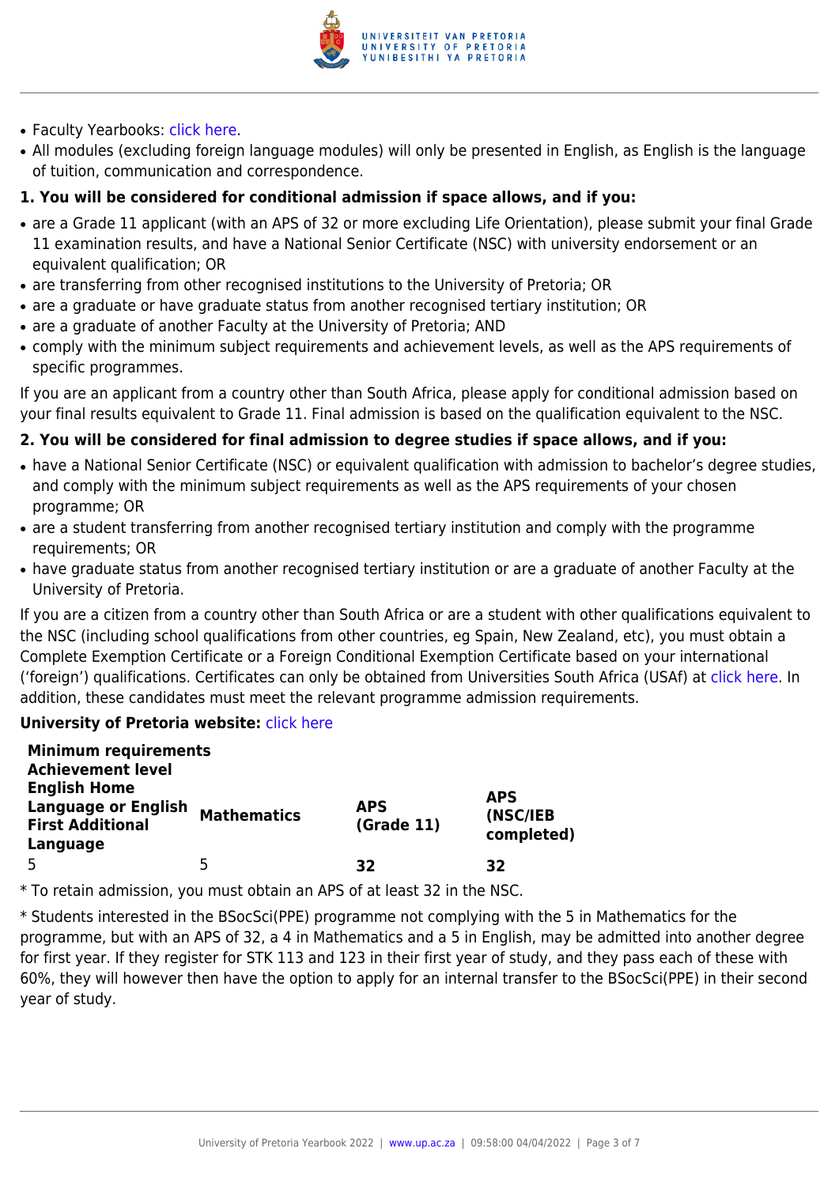- Faculty Yearbooks: click here.
- All modules (excluding foreign language modules) will only be presented in English, as English is the language of tuition, communication and correspondence.

**1. You will be considered for conditional admission if space allows, and if you:**

- are a Grade 11 applicant (with an APS of 32 or more excluding Life Orientation), please submit your final Grade 11 examination results, and have a National Senior Certificate (NSC) with university endorsement or an equivalent qualification; OR
- are transferring from other recognised institutions to the University of Pretoria; OR
- are a graduate or have graduate status from another recognised tertiary institution; OR
- are a graduate of another Faculty at the University of Pretoria; AND
- comply with the minimum subject requirements and achievement levels, as well as the APS requirements of specific programmes.

If you are an applicant from a country other than South Africa, please apply for conditional admission based on your final results equivalent to Grade 11. Final admission is based on the qualification equivalent to the NSC.

**2. You will be considered for final admission to degree studies if space allows, and if you:**

- have a National Senior Certificate (NSC) or equivalent qualification with admission to bachelor's degree studies, and comply with the minimum subject requirements as well as the APS requirements of your chosen programme; OR
- are a student transferring from another recognised tertiary institution and comply with the programme requirements; OR
- have graduate status from another recognised tertiary institution or are a graduate of another Faculty at the University of Pretoria.

If you are a citizen from a country other than South Africa or are a student with other qualifications equivalent to the NSC (including school qualifications from other countries, eg Spain, New Zealand, etc), you must obtain a Complete Exemption Certificate or a Foreign Conditional Exemption Certificate based on your international ('foreign') qualifications. Certificates can only be obtained from Universities South Africa (USAf) at click here. In addition, these candidates must meet the relevant programme admission requirements.

**University of Pretoria website:** click here

| **Minimum requirements** | | | |
|---|---|---|---|
| **Achievement level** | | | |
| **English Home Language or English First Additional Language** | **Mathematics** | **APS (Grade 11)** | **APS (NSC/IEB completed)** |
| 5 | 5 | **32** | **32** |

* To retain admission, you must obtain an APS of at least 32 in the NSC.

* Students interested in the BSocSci(PPE) programme not complying with the 5 in Mathematics for the programme, but with an APS of 32, a 4 in Mathematics and a 5 in English, may be admitted into another degree for first year. If they register for STK 113 and 123 in their first year of study, and they pass each of these with 60%, they will however then have the option to apply for an internal transfer to the BSocSci(PPE) in their second year of study.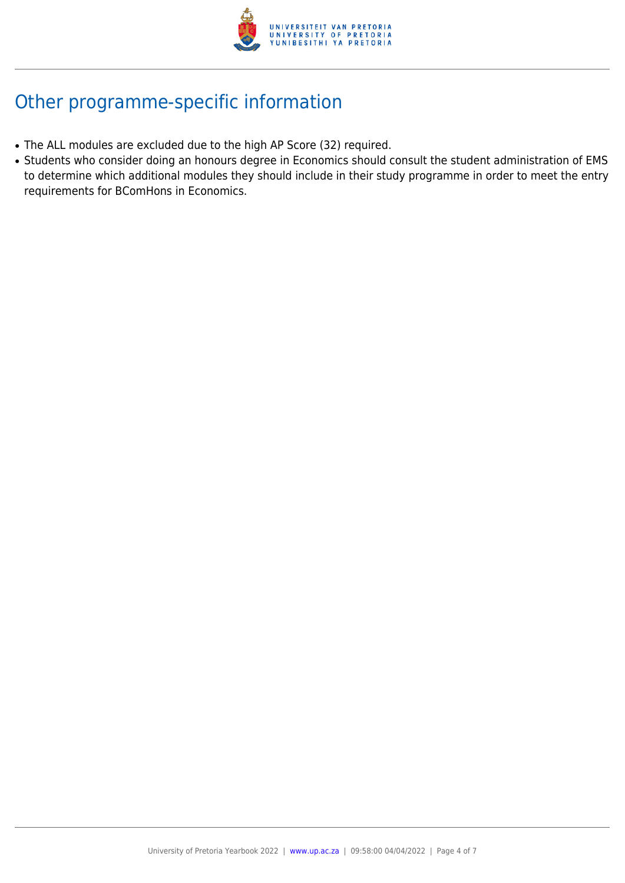# Other programme-specific information

- The ALL modules are excluded due to the high AP Score (32) required.
- Students who consider doing an honours degree in Economics should consult the student administration of EMS to determine which additional modules they should include in their study programme in order to meet the entry requirements for BComHons in Economics.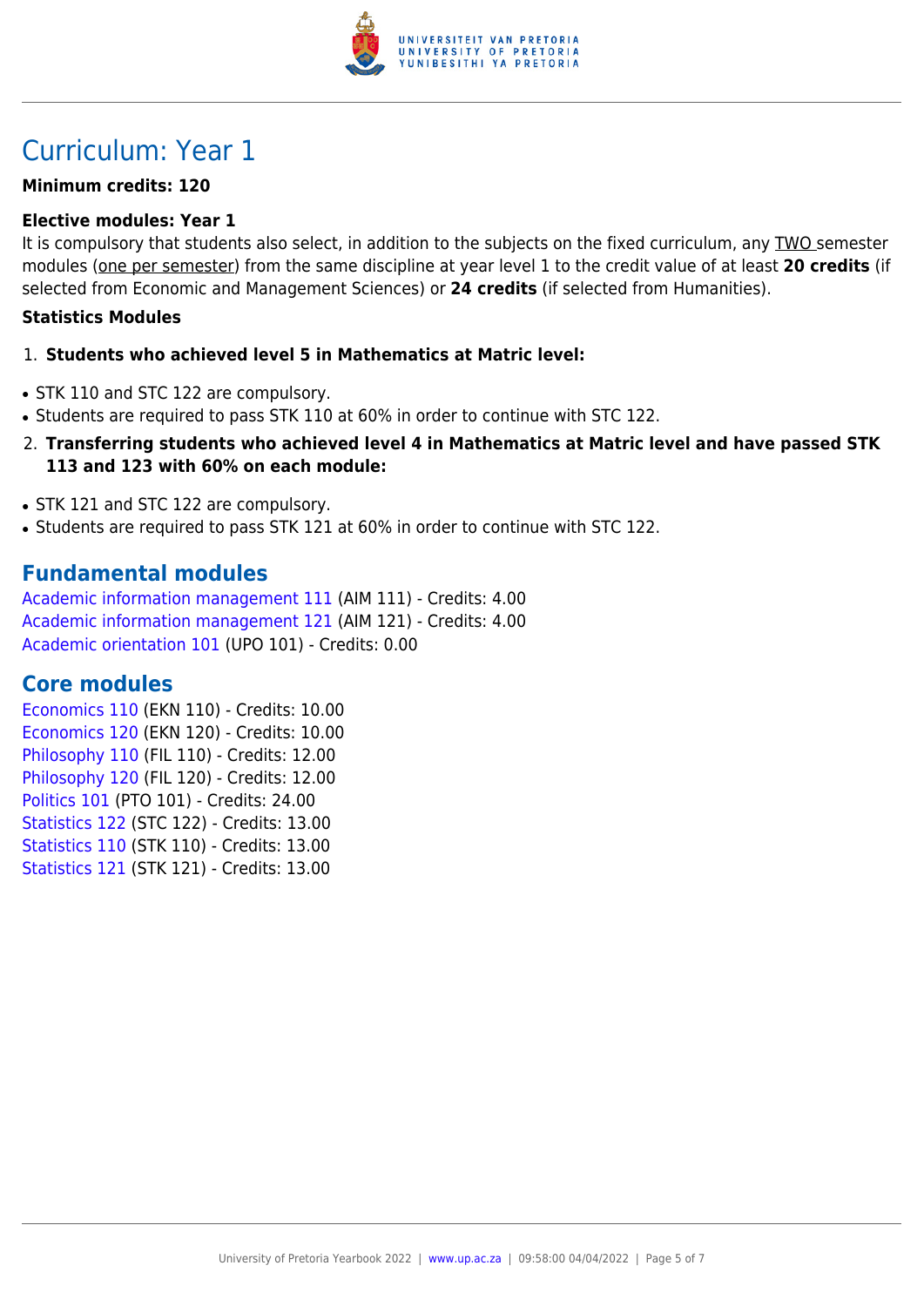# Curriculum: Year 1

**Minimum credits: 120**

**Elective modules: Year 1**

It is compulsory that students also select, in addition to the subjects on the fixed curriculum, any TWO semester modules (one per semester) from the same discipline at year level 1 to the credit value of at least **20 credits** (if selected from Economic and Management Sciences) or **24 credits** (if selected from Humanities).

**Statistics Modules**

1. **Students who achieved level 5 in Mathematics at Matric level:**

- STK 110 and STC 122 are compulsory.
- Students are required to pass STK 110 at 60% in order to continue with STC 122.

2. **Transferring students who achieved level 4 in Mathematics at Matric level and have passed STK 113 and 123 with 60% on each module:**

- STK 121 and STC 122 are compulsory.
- Students are required to pass STK 121 at 60% in order to continue with STC 122.

## Fundamental modules

Academic information management 111 (AIM 111) - Credits: 4.00
Academic information management 121 (AIM 121) - Credits: 4.00
Academic orientation 101 (UPO 101) - Credits: 0.00

## Core modules

Economics 110 (EKN 110) - Credits: 10.00
Economics 120 (EKN 120) - Credits: 10.00
Philosophy 110 (FIL 110) - Credits: 12.00
Philosophy 120 (FIL 120) - Credits: 12.00
Politics 101 (PTO 101) - Credits: 24.00
Statistics 122 (STC 122) - Credits: 13.00
Statistics 110 (STK 110) - Credits: 13.00
Statistics 121 (STK 121) - Credits: 13.00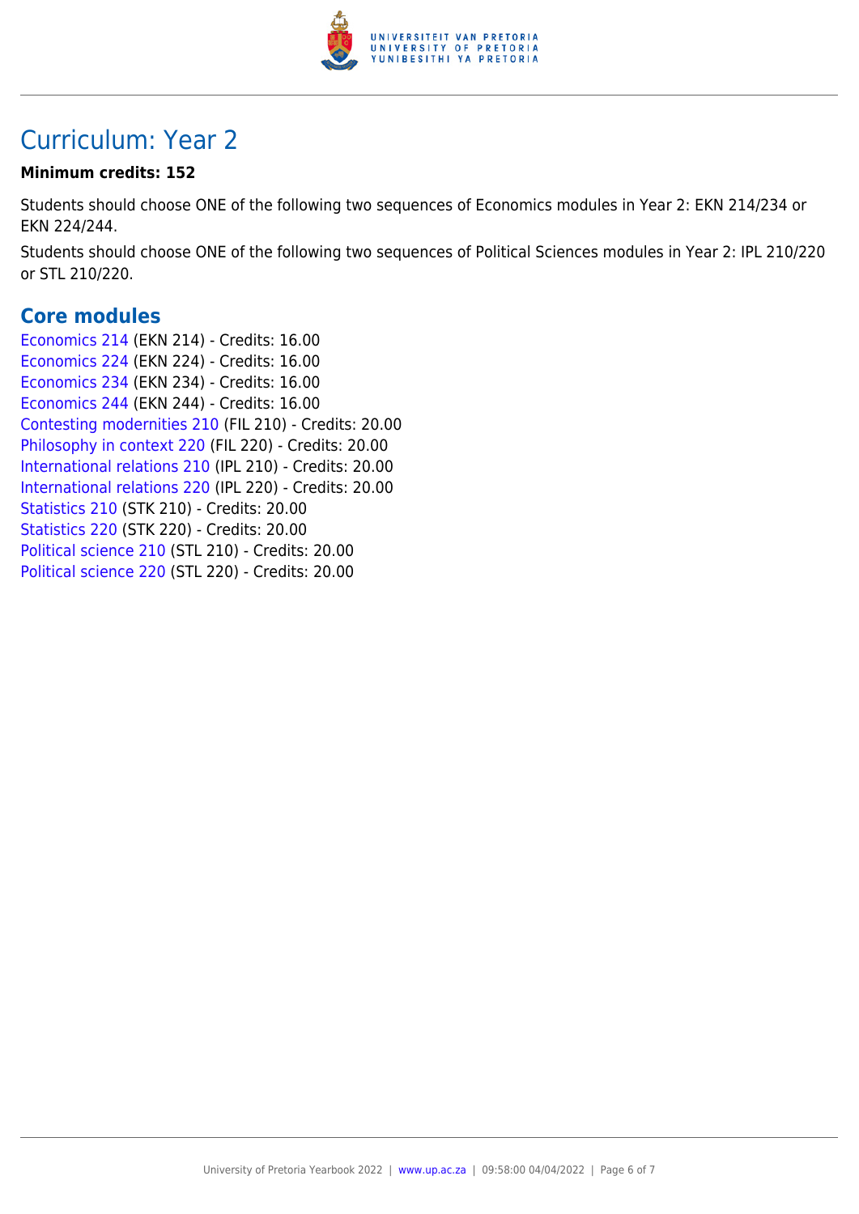# Curriculum: Year 2

**Minimum credits: 152**

Students should choose ONE of the following two sequences of Economics modules in Year 2: EKN 214/234 or EKN 224/244.

Students should choose ONE of the following two sequences of Political Sciences modules in Year 2: IPL 210/220 or STL 210/220.

## Core modules

Economics 214 (EKN 214) - Credits: 16.00
Economics 224 (EKN 224) - Credits: 16.00
Economics 234 (EKN 234) - Credits: 16.00
Economics 244 (EKN 244) - Credits: 16.00
Contesting modernities 210 (FIL 210) - Credits: 20.00
Philosophy in context 220 (FIL 220) - Credits: 20.00
International relations 210 (IPL 210) - Credits: 20.00
International relations 220 (IPL 220) - Credits: 20.00
Statistics 210 (STK 210) - Credits: 20.00
Statistics 220 (STK 220) - Credits: 20.00
Political science 210 (STL 210) - Credits: 20.00
Political science 220 (STL 220) - Credits: 20.00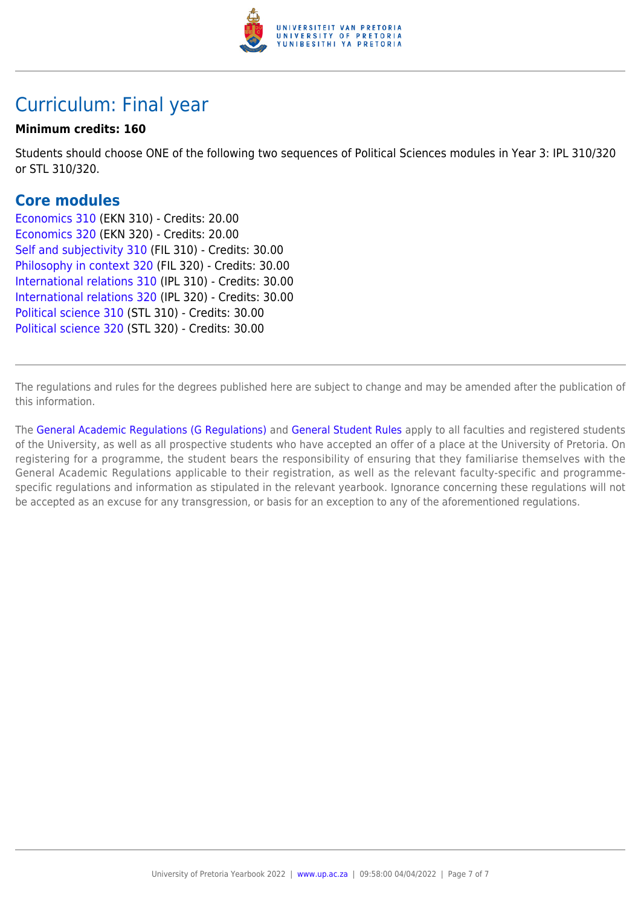# Curriculum: Final year

**Minimum credits: 160**

Students should choose ONE of the following two sequences of Political Sciences modules in Year 3: IPL 310/320 or STL 310/320.

## Core modules

Economics 310 (EKN 310) - Credits: 20.00
Economics 320 (EKN 320) - Credits: 20.00
Self and subjectivity 310 (FIL 310) - Credits: 30.00
Philosophy in context 320 (FIL 320) - Credits: 30.00
International relations 310 (IPL 310) - Credits: 30.00
International relations 320 (IPL 320) - Credits: 30.00
Political science 310 (STL 310) - Credits: 30.00
Political science 320 (STL 320) - Credits: 30.00

---

The regulations and rules for the degrees published here are subject to change and may be amended after the publication of this information.

The General Academic Regulations (G Regulations) and General Student Rules apply to all faculties and registered students of the University, as well as all prospective students who have accepted an offer of a place at the University of Pretoria. On registering for a programme, the student bears the responsibility of ensuring that they familiarise themselves with the General Academic Regulations applicable to their registration, as well as the relevant faculty-specific and programme-specific regulations and information as stipulated in the relevant yearbook. Ignorance concerning these regulations will not be accepted as an excuse for any transgression, or basis for an exception to any of the aforementioned regulations.